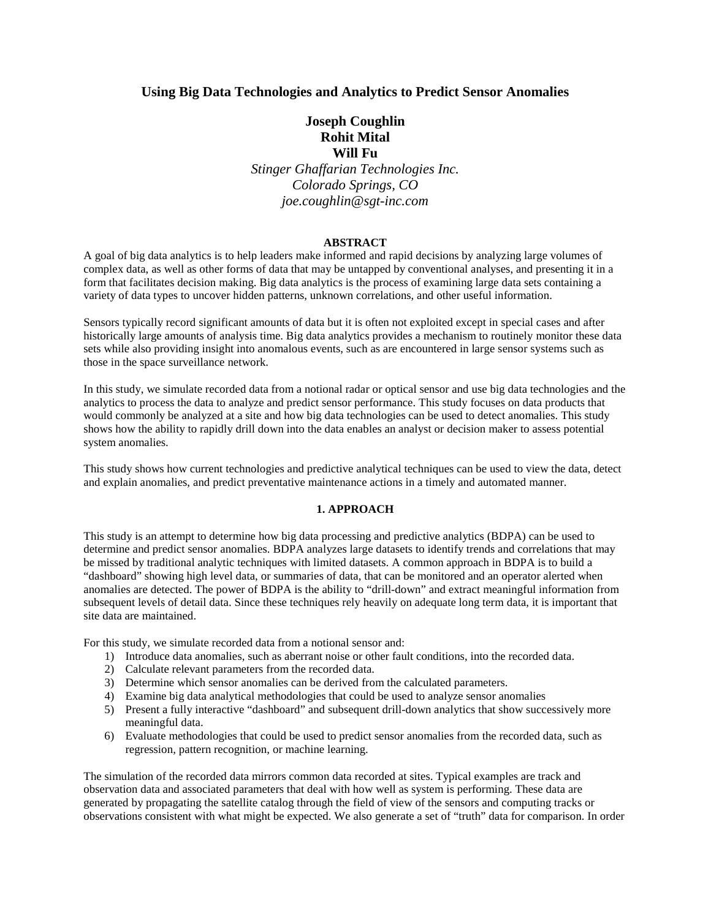# Using Big Data Technologies and Analytics to Predict Sensor Anomalies

**Joseph Coughlin**
**Rohit Mital**
**Will Fu**

*Stinger Ghaffarian Technologies Inc.*
*Colorado Springs, CO*
*joe.coughlin@sgt-inc.com*

## ABSTRACT

A goal of big data analytics is to help leaders make informed and rapid decisions by analyzing large volumes of complex data, as well as other forms of data that may be untapped by conventional analyses, and presenting it in a form that facilitates decision making. Big data analytics is the process of examining large data sets containing a variety of data types to uncover hidden patterns, unknown correlations, and other useful information.

Sensors typically record significant amounts of data but it is often not exploited except in special cases and after historically large amounts of analysis time. Big data analytics provides a mechanism to routinely monitor these data sets while also providing insight into anomalous events, such as are encountered in large sensor systems such as those in the space surveillance network.

In this study, we simulate recorded data from a notional radar or optical sensor and use big data technologies and the analytics to process the data to analyze and predict sensor performance. This study focuses on data products that would commonly be analyzed at a site and how big data technologies can be used to detect anomalies. This study shows how the ability to rapidly drill down into the data enables an analyst or decision maker to assess potential system anomalies.

This study shows how current technologies and predictive analytical techniques can be used to view the data, detect and explain anomalies, and predict preventative maintenance actions in a timely and automated manner.

## 1. APPROACH

This study is an attempt to determine how big data processing and predictive analytics (BDPA) can be used to determine and predict sensor anomalies. BDPA analyzes large datasets to identify trends and correlations that may be missed by traditional analytic techniques with limited datasets. A common approach in BDPA is to build a "dashboard" showing high level data, or summaries of data, that can be monitored and an operator alerted when anomalies are detected. The power of BDPA is the ability to "drill-down" and extract meaningful information from subsequent levels of detail data. Since these techniques rely heavily on adequate long term data, it is important that site data are maintained.

For this study, we simulate recorded data from a notional sensor and:

1) Introduce data anomalies, such as aberrant noise or other fault conditions, into the recorded data.
2) Calculate relevant parameters from the recorded data.
3) Determine which sensor anomalies can be derived from the calculated parameters.
4) Examine big data analytical methodologies that could be used to analyze sensor anomalies
5) Present a fully interactive "dashboard" and subsequent drill-down analytics that show successively more meaningful data.
6) Evaluate methodologies that could be used to predict sensor anomalies from the recorded data, such as regression, pattern recognition, or machine learning.

The simulation of the recorded data mirrors common data recorded at sites. Typical examples are track and observation data and associated parameters that deal with how well as system is performing. These data are generated by propagating the satellite catalog through the field of view of the sensors and computing tracks or observations consistent with what might be expected. We also generate a set of "truth" data for comparison. In order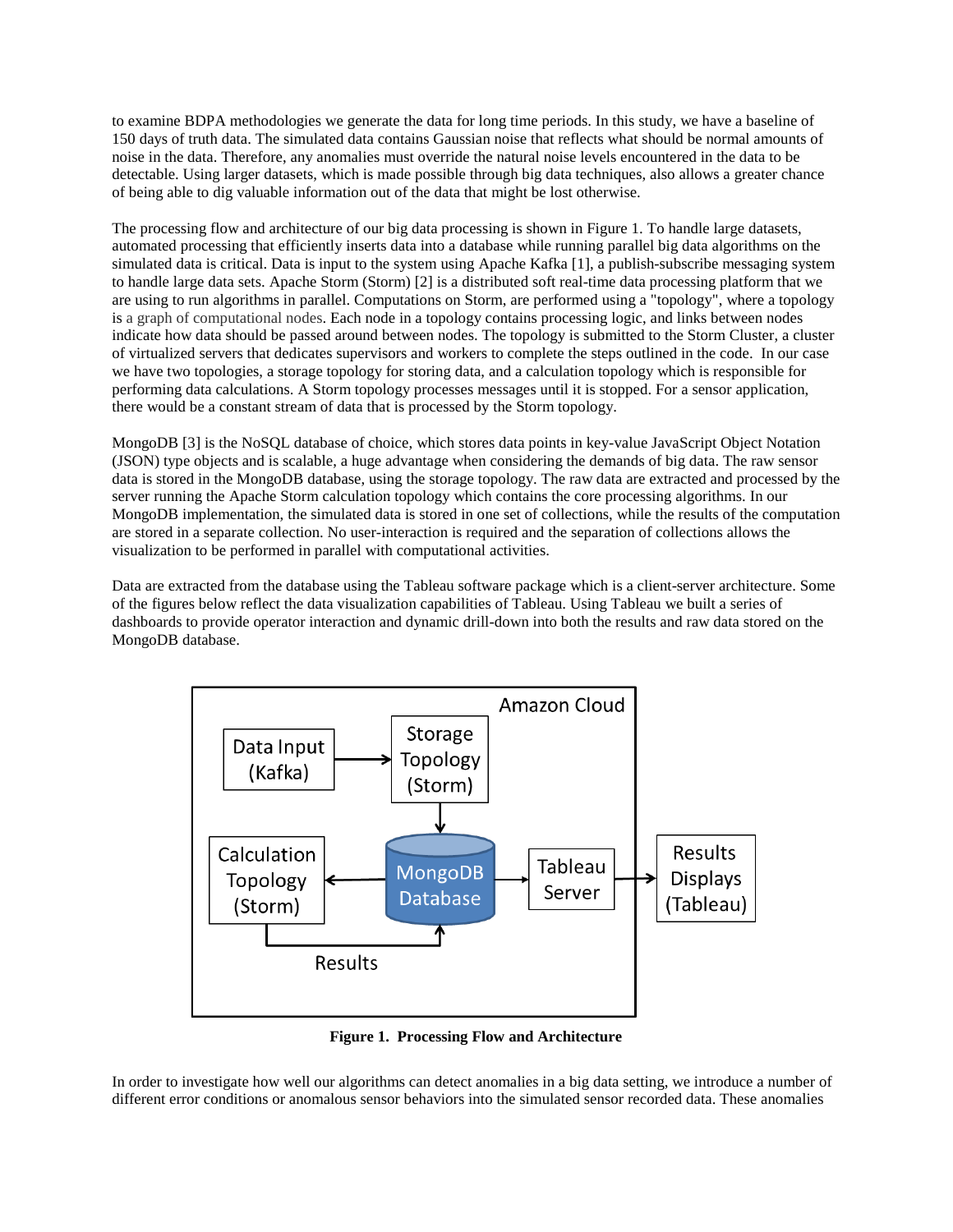to examine BDPA methodologies we generate the data for long time periods. In this study, we have a baseline of 150 days of truth data. The simulated data contains Gaussian noise that reflects what should be normal amounts of noise in the data. Therefore, any anomalies must override the natural noise levels encountered in the data to be detectable. Using larger datasets, which is made possible through big data techniques, also allows a greater chance of being able to dig valuable information out of the data that might be lost otherwise.

The processing flow and architecture of our big data processing is shown in Figure 1. To handle large datasets, automated processing that efficiently inserts data into a database while running parallel big data algorithms on the simulated data is critical. Data is input to the system using Apache Kafka [1], a publish-subscribe messaging system to handle large data sets. Apache Storm (Storm) [2] is a distributed soft real-time data processing platform that we are using to run algorithms in parallel. Computations on Storm, are performed using a "topology", where a topology is a graph of computational nodes. Each node in a topology contains processing logic, and links between nodes indicate how data should be passed around between nodes. The topology is submitted to the Storm Cluster, a cluster of virtualized servers that dedicates supervisors and workers to complete the steps outlined in the code. In our case we have two topologies, a storage topology for storing data, and a calculation topology which is responsible for performing data calculations. A Storm topology processes messages until it is stopped. For a sensor application, there would be a constant stream of data that is processed by the Storm topology.

MongoDB [3] is the NoSQL database of choice, which stores data points in key-value JavaScript Object Notation (JSON) type objects and is scalable, a huge advantage when considering the demands of big data. The raw sensor data is stored in the MongoDB database, using the storage topology. The raw data are extracted and processed by the server running the Apache Storm calculation topology which contains the core processing algorithms. In our MongoDB implementation, the simulated data is stored in one set of collections, while the results of the computation are stored in a separate collection. No user-interaction is required and the separation of collections allows the visualization to be performed in parallel with computational activities.

Data are extracted from the database using the Tableau software package which is a client-server architecture. Some of the figures below reflect the data visualization capabilities of Tableau. Using Tableau we built a series of dashboards to provide operator interaction and dynamic drill-down into both the results and raw data stored on the MongoDB database.

**Figure 1. Processing Flow and Architecture**

In order to investigate how well our algorithms can detect anomalies in a big data setting, we introduce a number of different error conditions or anomalous sensor behaviors into the simulated sensor recorded data. These anomalies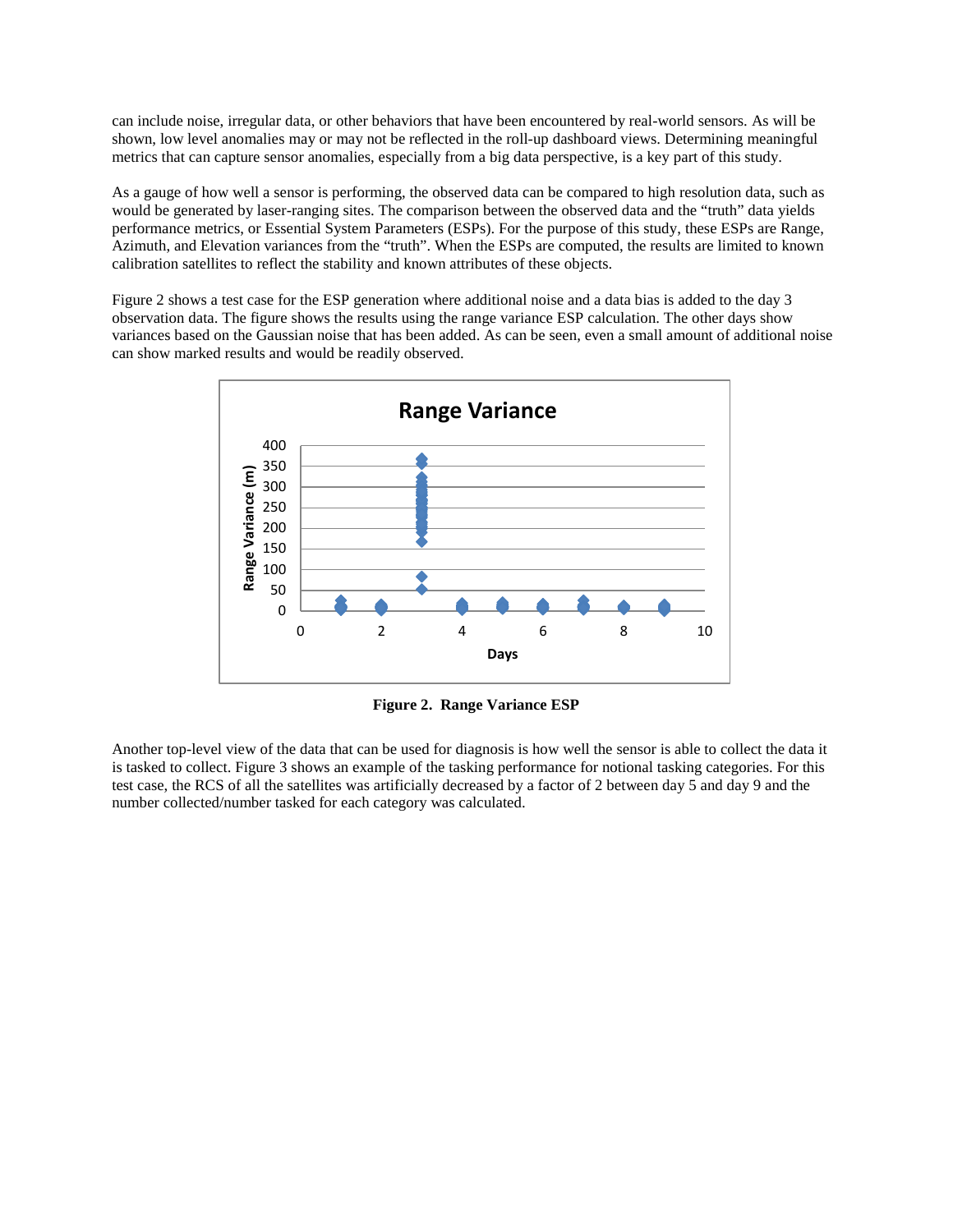can include noise, irregular data, or other behaviors that have been encountered by real-world sensors. As will be shown, low level anomalies may or may not be reflected in the roll-up dashboard views. Determining meaningful metrics that can capture sensor anomalies, especially from a big data perspective, is a key part of this study.

As a gauge of how well a sensor is performing, the observed data can be compared to high resolution data, such as would be generated by laser-ranging sites. The comparison between the observed data and the "truth" data yields performance metrics, or Essential System Parameters (ESPs). For the purpose of this study, these ESPs are Range, Azimuth, and Elevation variances from the "truth". When the ESPs are computed, the results are limited to known calibration satellites to reflect the stability and known attributes of these objects.

Figure 2 shows a test case for the ESP generation where additional noise and a data bias is added to the day 3 observation data. The figure shows the results using the range variance ESP calculation. The other days show variances based on the Gaussian noise that has been added. As can be seen, even a small amount of additional noise can show marked results and would be readily observed.

**Figure 2. Range Variance ESP**

Another top-level view of the data that can be used for diagnosis is how well the sensor is able to collect the data it is tasked to collect. Figure 3 shows an example of the tasking performance for notional tasking categories. For this test case, the RCS of all the satellites was artificially decreased by a factor of 2 between day 5 and day 9 and the number collected/number tasked for each category was calculated.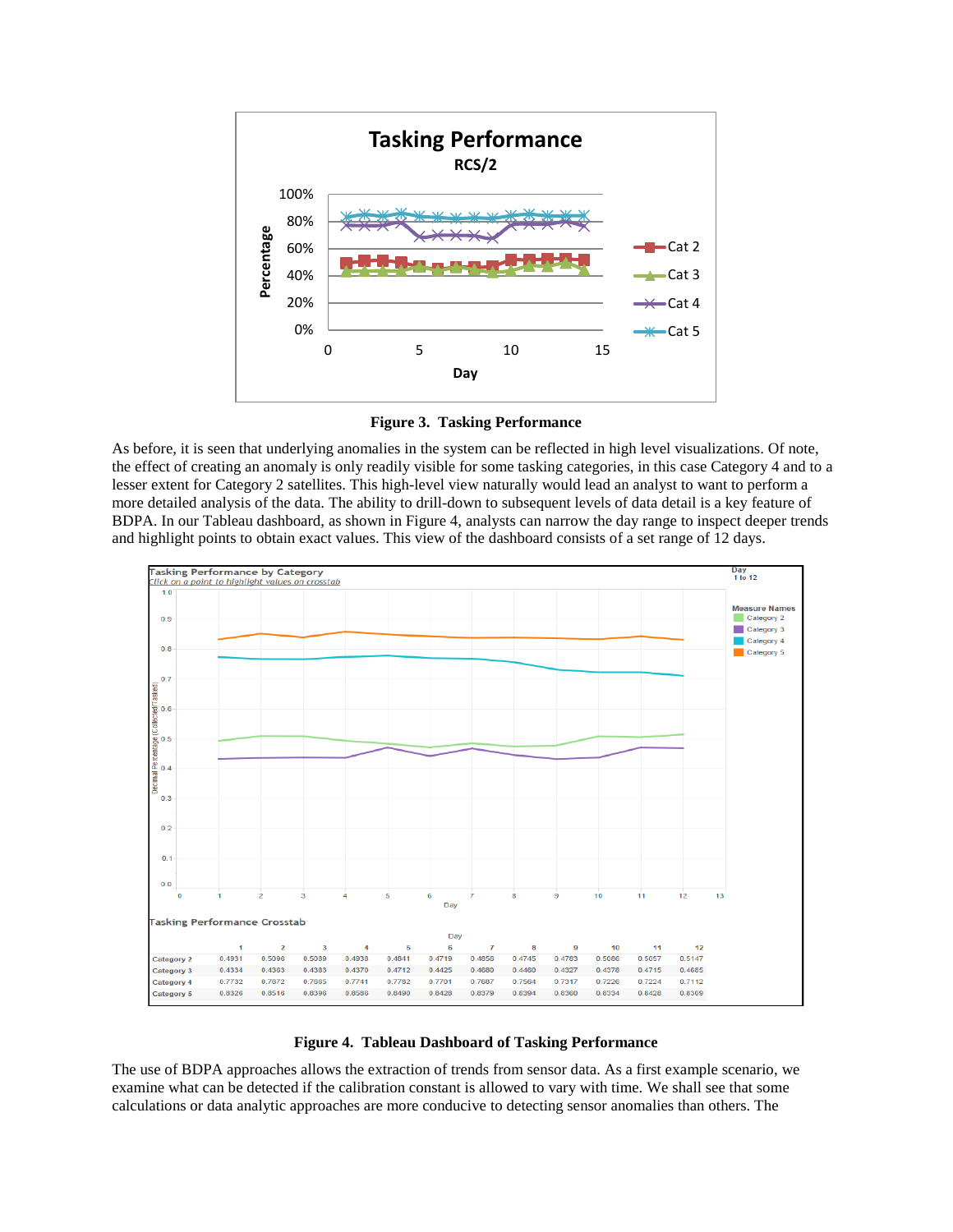**Figure 3. Tasking Performance**

As before, it is seen that underlying anomalies in the system can be reflected in high level visualizations. Of note, the effect of creating an anomaly is only readily visible for some tasking categories, in this case Category 4 and to a lesser extent for Category 2 satellites. This high-level view naturally would lead an analyst to want to perform a more detailed analysis of the data. The ability to drill-down to subsequent levels of data detail is a key feature of BDPA. In our Tableau dashboard, as shown in Figure 4, analysts can narrow the day range to inspect deeper trends and highlight points to obtain exact values. This view of the dashboard consists of a set range of 12 days.

Tasking Performance Crosstab

| | 1 | 2 | 3 | 4 | 5 | 6 | 7 | 8 | 9 | 10 | 11 | 12 |
|---|---|---|---|---|---|---|---|---|---|---|---|---|
| Category 2 | 0.4931 | 0.5096 | 0.5089 | 0.4938 | 0.4841 | 0.4719 | 0.4858 | 0.4745 | 0.4783 | 0.5086 | 0.5057 | 0.5147 |
| Category 3 | 0.4334 | 0.4363 | 0.4383 | 0.4370 | 0.4712 | 0.4425 | 0.4680 | 0.4460 | 0.4327 | 0.4378 | 0.4715 | 0.4685 |
| Category 4 | 0.7732 | 0.7672 | 0.7665 | 0.7741 | 0.7782 | 0.7701 | 0.7687 | 0.7564 | 0.7317 | 0.7226 | 0.7224 | 0.7112 |
| Category 5 | 0.8326 | 0.8516 | 0.8396 | 0.8586 | 0.8490 | 0.8428 | 0.8379 | 0.8394 | 0.8360 | 0.8334 | 0.8428 | 0.8309 |

**Figure 4. Tableau Dashboard of Tasking Performance**

The use of BDPA approaches allows the extraction of trends from sensor data. As a first example scenario, we examine what can be detected if the calibration constant is allowed to vary with time. We shall see that some calculations or data analytic approaches are more conducive to detecting sensor anomalies than others. The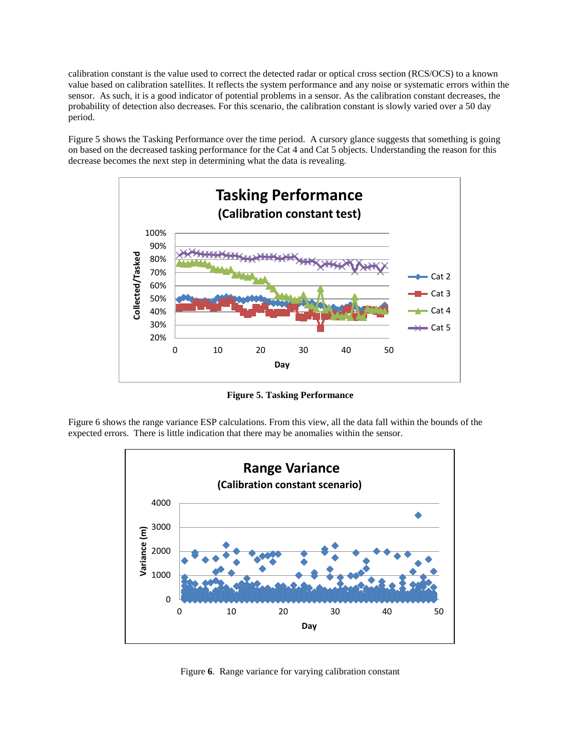calibration constant is the value used to correct the detected radar or optical cross section (RCS/OCS) to a known value based on calibration satellites. It reflects the system performance and any noise or systematic errors within the sensor. As such, it is a good indicator of potential problems in a sensor. As the calibration constant decreases, the probability of detection also decreases. For this scenario, the calibration constant is slowly varied over a 50 day period.

Figure 5 shows the Tasking Performance over the time period. A cursory glance suggests that something is going on based on the decreased tasking performance for the Cat 4 and Cat 5 objects. Understanding the reason for this decrease becomes the next step in determining what the data is revealing.

**Figure 5. Tasking Performance**

Figure 6 shows the range variance ESP calculations. From this view, all the data fall within the bounds of the expected errors. There is little indication that there may be anomalies within the sensor.

Figure **6**. Range variance for varying calibration constant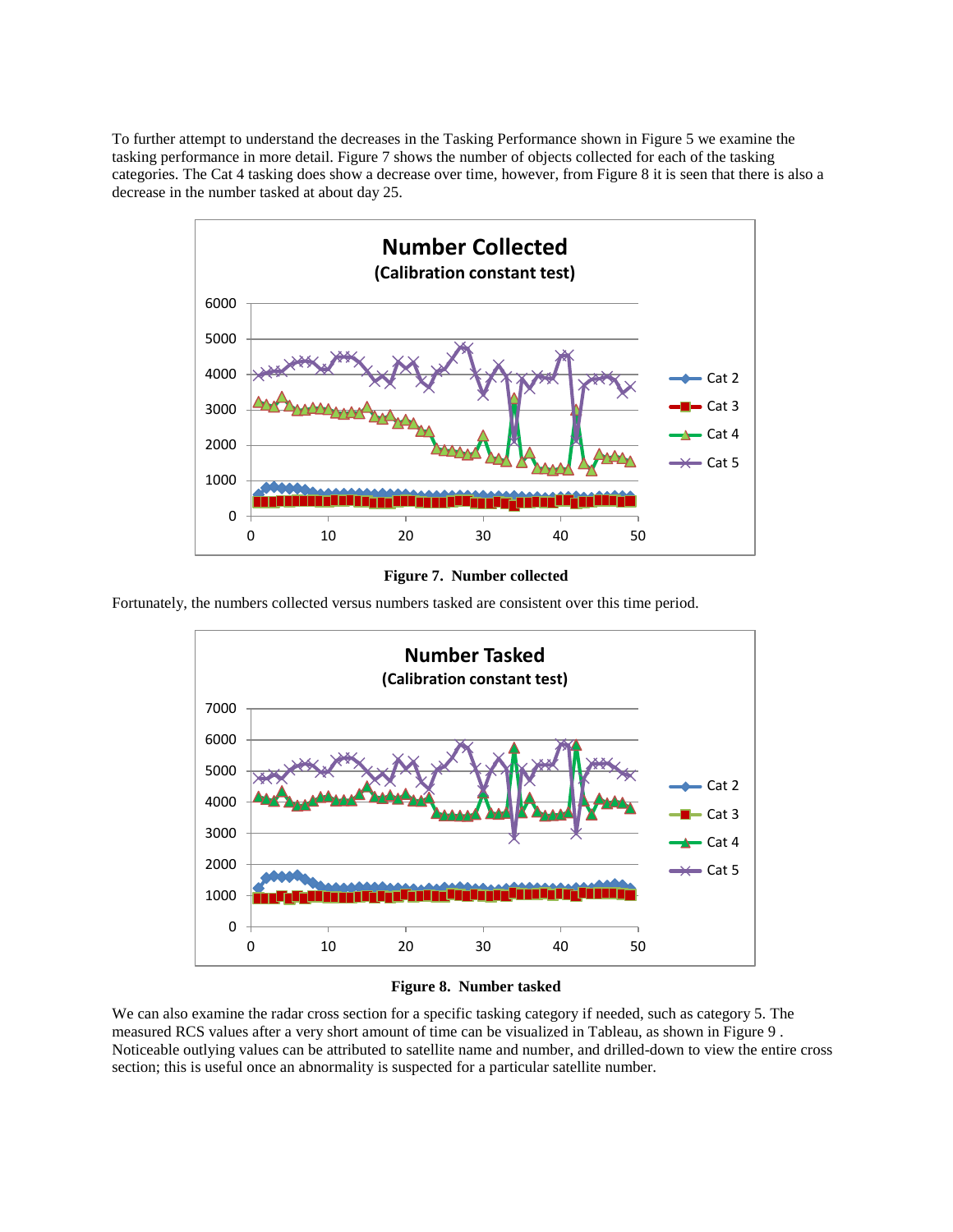To further attempt to understand the decreases in the Tasking Performance shown in Figure 5 we examine the tasking performance in more detail. Figure 7 shows the number of objects collected for each of the tasking categories. The Cat 4 tasking does show a decrease over time, however, from Figure 8 it is seen that there is also a decrease in the number tasked at about day 25.

**Figure 7. Number collected**

Fortunately, the numbers collected versus numbers tasked are consistent over this time period.

**Figure 8. Number tasked**

We can also examine the radar cross section for a specific tasking category if needed, such as category 5. The measured RCS values after a very short amount of time can be visualized in Tableau, as shown in Figure 9 . Noticeable outlying values can be attributed to satellite name and number, and drilled-down to view the entire cross section; this is useful once an abnormality is suspected for a particular satellite number.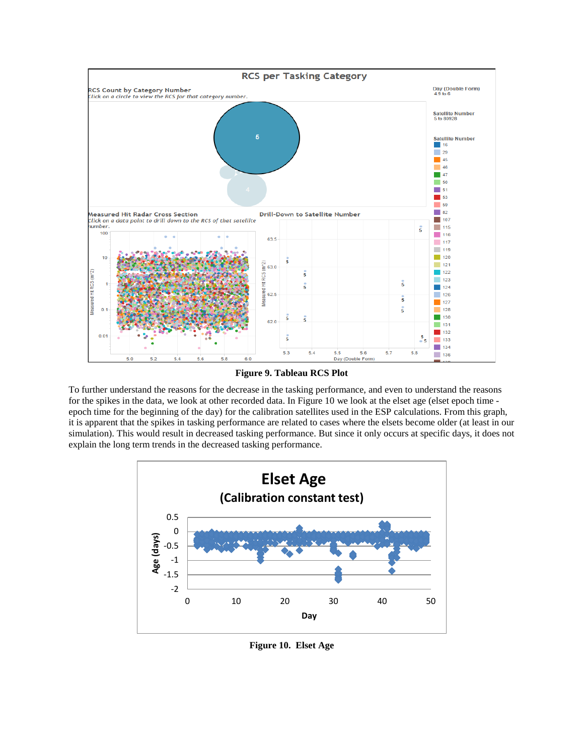**Figure 9. Tableau RCS Plot**

To further understand the reasons for the decrease in the tasking performance, and even to understand the reasons for the spikes in the data, we look at other recorded data. In Figure 10 we look at the elset age (elset epoch time - epoch time for the beginning of the day) for the calibration satellites used in the ESP calculations. From this graph, it is apparent that the spikes in tasking performance are related to cases where the elsets become older (at least in our simulation). This would result in decreased tasking performance. But since it only occurs at specific days, it does not explain the long term trends in the decreased tasking performance.

**Figure 10. Elset Age**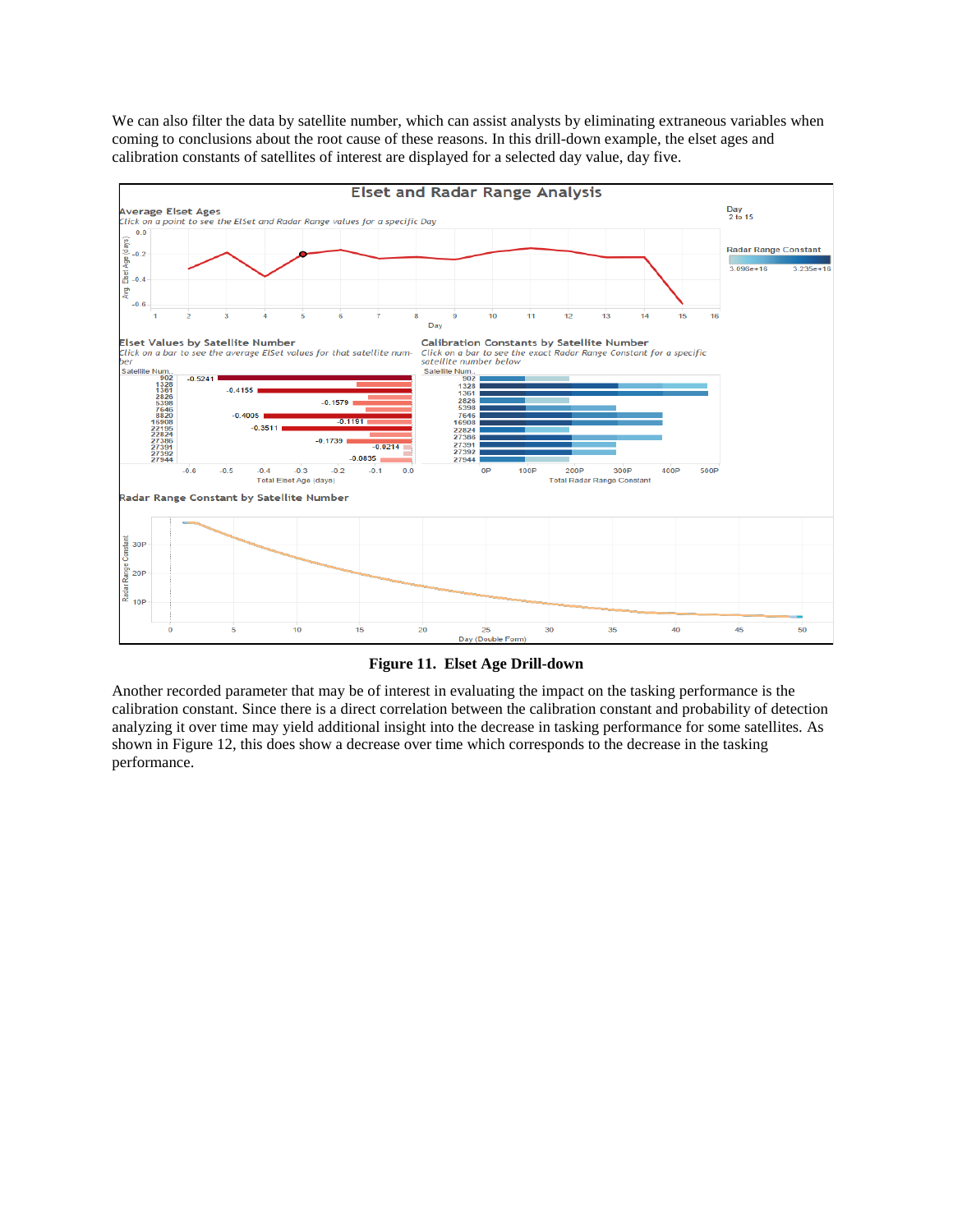We can also filter the data by satellite number, which can assist analysts by eliminating extraneous variables when coming to conclusions about the root cause of these reasons. In this drill-down example, the elset ages and calibration constants of satellites of interest are displayed for a selected day value, day five.

**Figure 11. Elset Age Drill-down**

Another recorded parameter that may be of interest in evaluating the impact on the tasking performance is the calibration constant. Since there is a direct correlation between the calibration constant and probability of detection analyzing it over time may yield additional insight into the decrease in tasking performance for some satellites. As shown in Figure 12, this does show a decrease over time which corresponds to the decrease in the tasking performance.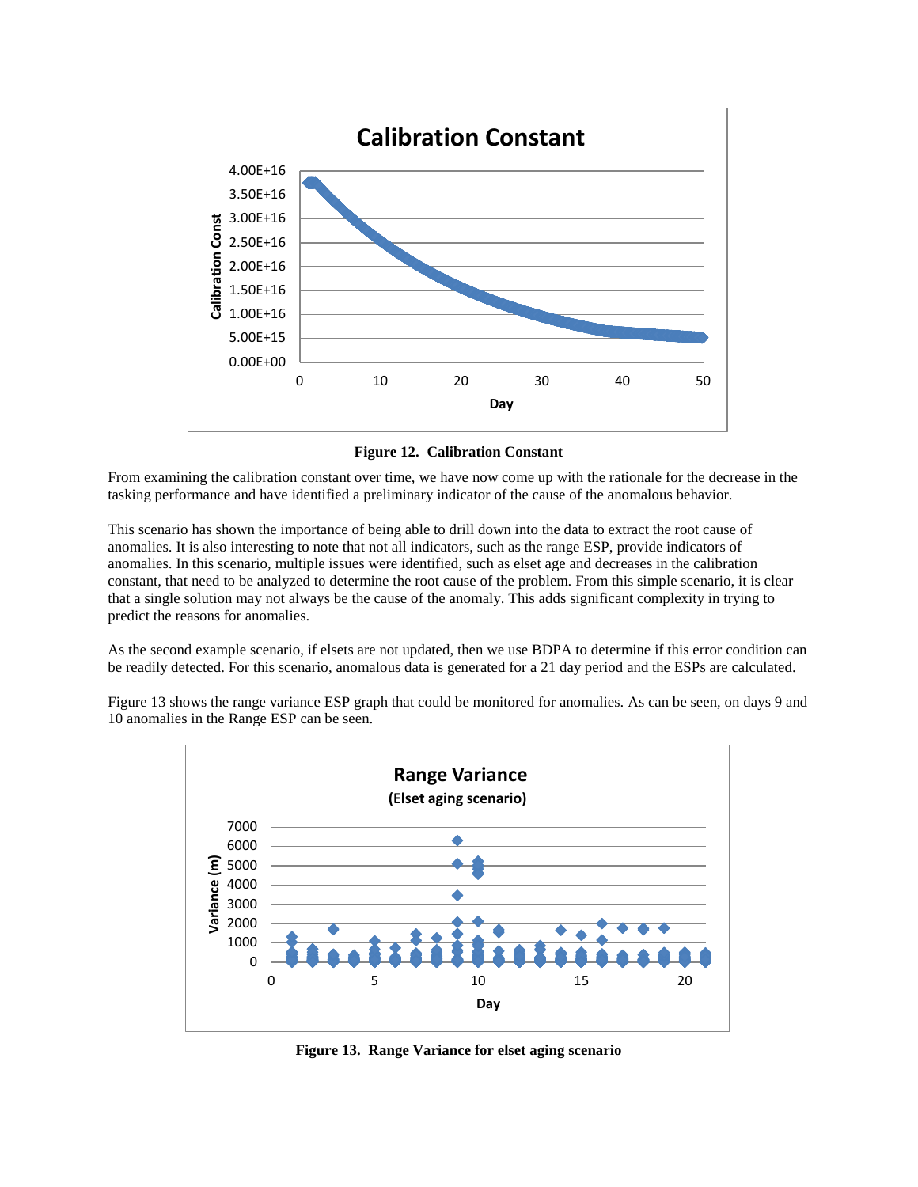**Figure 12. Calibration Constant**

From examining the calibration constant over time, we have now come up with the rationale for the decrease in the tasking performance and have identified a preliminary indicator of the cause of the anomalous behavior.

This scenario has shown the importance of being able to drill down into the data to extract the root cause of anomalies. It is also interesting to note that not all indicators, such as the range ESP, provide indicators of anomalies. In this scenario, multiple issues were identified, such as elset age and decreases in the calibration constant, that need to be analyzed to determine the root cause of the problem. From this simple scenario, it is clear that a single solution may not always be the cause of the anomaly. This adds significant complexity in trying to predict the reasons for anomalies.

As the second example scenario, if elsets are not updated, then we use BDPA to determine if this error condition can be readily detected. For this scenario, anomalous data is generated for a 21 day period and the ESPs are calculated.

Figure 13 shows the range variance ESP graph that could be monitored for anomalies. As can be seen, on days 9 and 10 anomalies in the Range ESP can be seen.

**Figure 13. Range Variance for elset aging scenario**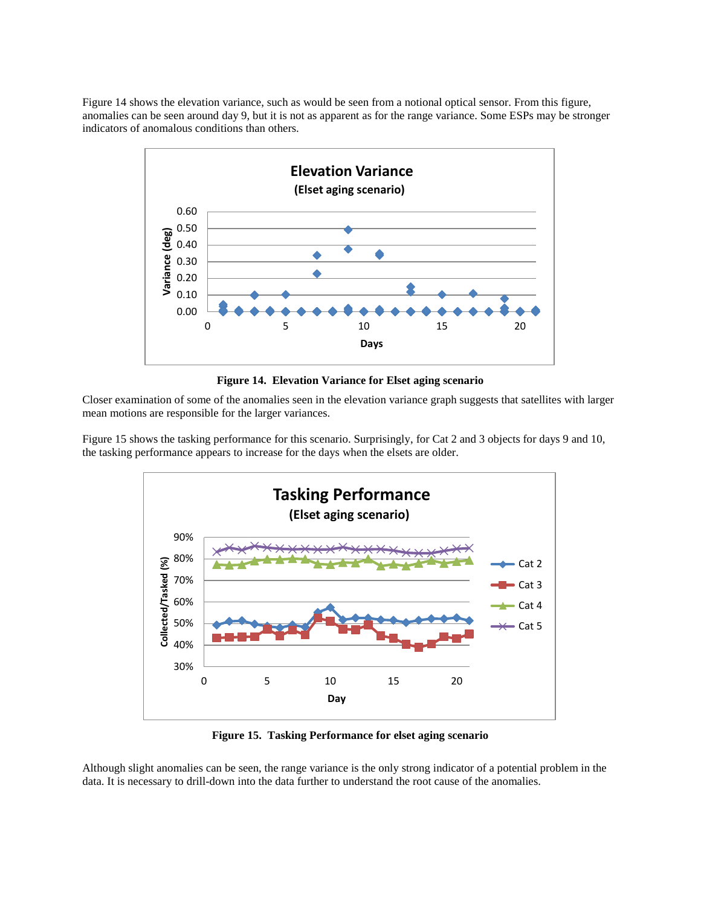Figure 14 shows the elevation variance, such as would be seen from a notional optical sensor. From this figure, anomalies can be seen around day 9, but it is not as apparent as for the range variance. Some ESPs may be stronger indicators of anomalous conditions than others.

**Figure 14. Elevation Variance for Elset aging scenario**

Closer examination of some of the anomalies seen in the elevation variance graph suggests that satellites with larger mean motions are responsible for the larger variances.

Figure 15 shows the tasking performance for this scenario. Surprisingly, for Cat 2 and 3 objects for days 9 and 10, the tasking performance appears to increase for the days when the elsets are older.

**Figure 15. Tasking Performance for elset aging scenario**

Although slight anomalies can be seen, the range variance is the only strong indicator of a potential problem in the data. It is necessary to drill-down into the data further to understand the root cause of the anomalies.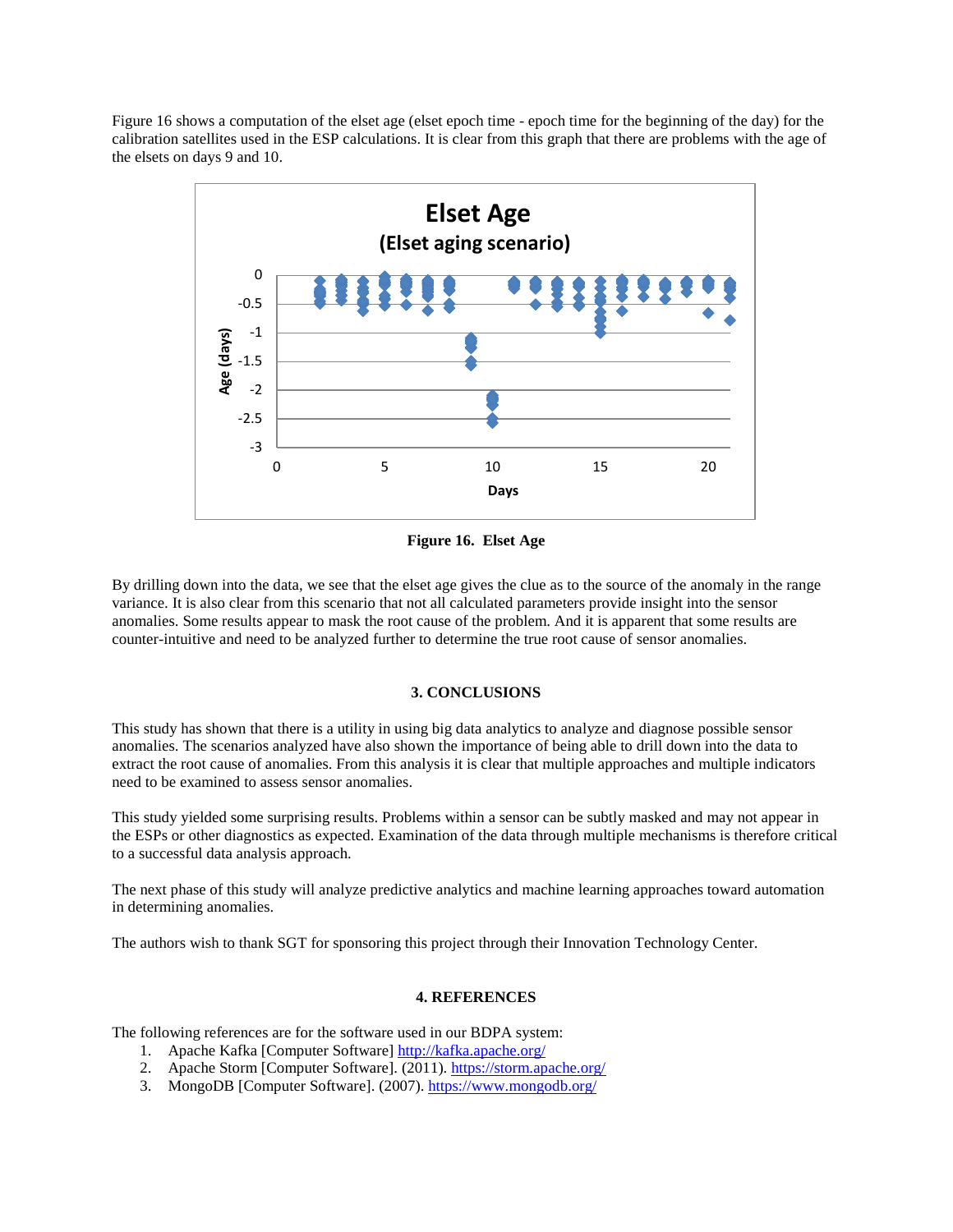Figure 16 shows a computation of the elset age (elset epoch time - epoch time for the beginning of the day) for the calibration satellites used in the ESP calculations. It is clear from this graph that there are problems with the age of the elsets on days 9 and 10.

Elset Age
(Elset aging scenario)

Age (days)

0
-0.5
-1
-1.5
-2
-2.5
-3

0
5
10
15
20

Days

**Figure 16. Elset Age**

By drilling down into the data, we see that the elset age gives the clue as to the source of the anomaly in the range variance. It is also clear from this scenario that not all calculated parameters provide insight into the sensor anomalies. Some results appear to mask the root cause of the problem. And it is apparent that some results are counter-intuitive and need to be analyzed further to determine the true root cause of sensor anomalies.

## 3. CONCLUSIONS

This study has shown that there is a utility in using big data analytics to analyze and diagnose possible sensor anomalies. The scenarios analyzed have also shown the importance of being able to drill down into the data to extract the root cause of anomalies. From this analysis it is clear that multiple approaches and multiple indicators need to be examined to assess sensor anomalies.

This study yielded some surprising results. Problems within a sensor can be subtly masked and may not appear in the ESPs or other diagnostics as expected. Examination of the data through multiple mechanisms is therefore critical to a successful data analysis approach.

The next phase of this study will analyze predictive analytics and machine learning approaches toward automation in determining anomalies.

The authors wish to thank SGT for sponsoring this project through their Innovation Technology Center.

## 4. REFERENCES

The following references are for the software used in our BDPA system:

1. Apache Kafka [Computer Software] http://kafka.apache.org/
2. Apache Storm [Computer Software]. (2011). https://storm.apache.org/
3. MongoDB [Computer Software]. (2007). https://www.mongodb.org/